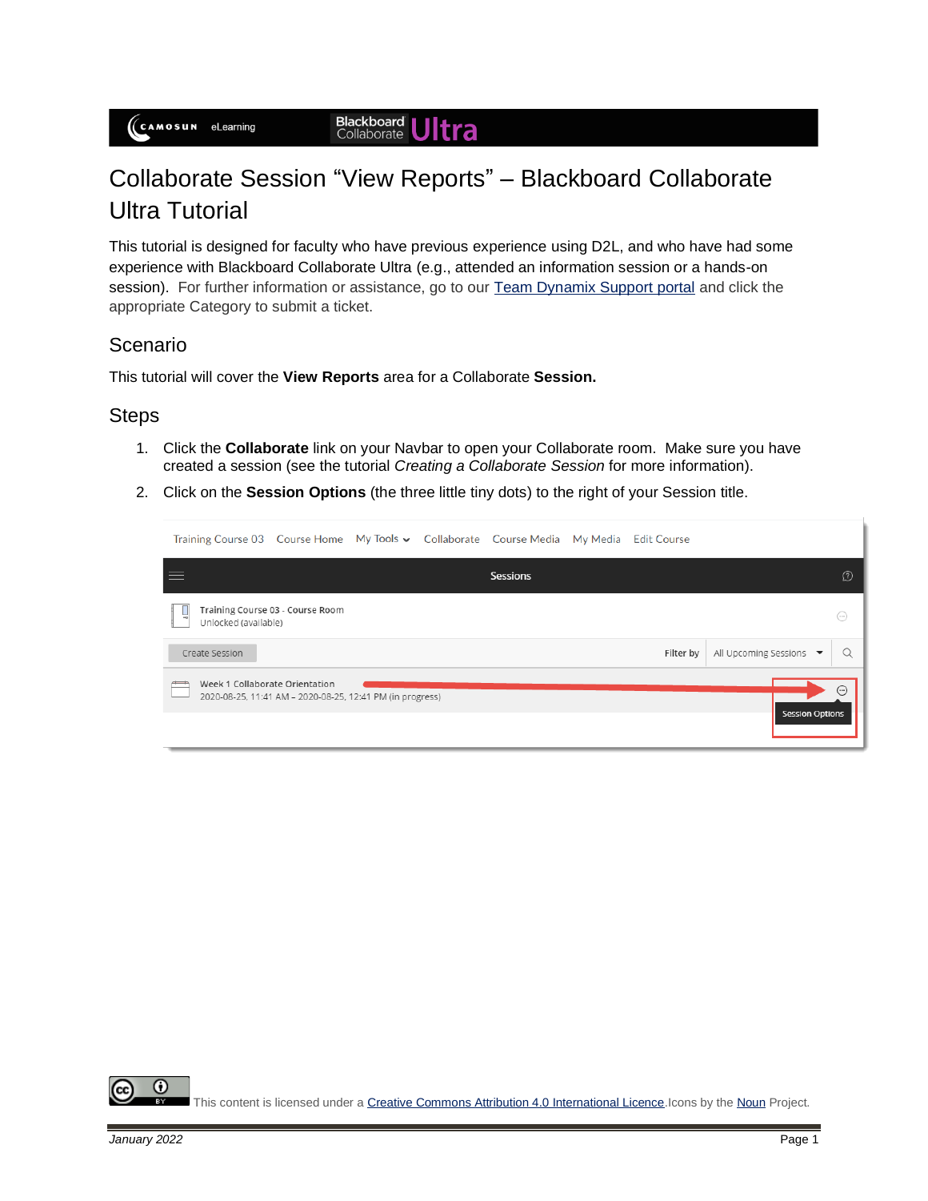# Collaborate Session "View Reports" – Blackboard Collaborate Ultra Tutorial

This tutorial is designed for faculty who have previous experience using D2L, and who have had some experience with Blackboard Collaborate Ultra (e.g., attended an information session or a hands-on session). For further information or assistance, go to our [Team Dynamix Support portal]() and click the appropriate Category to submit a ticket.

## Scenario

This tutorial will cover the **View Reports** area for a Collaborate **Session.**

## Steps

1. Click the **Collaborate** link on your Navbar to open your Collaborate room. Make sure you have created a session (see the tutorial *Creating a Collaborate Session* for more information).
2. Click on the **Session Options** (the three little tiny dots) to the right of your Session title.

This content is licensed under a [Creative Commons Attribution 4.0 International Licence](). Icons by the [Noun]() Project.

*January 2022*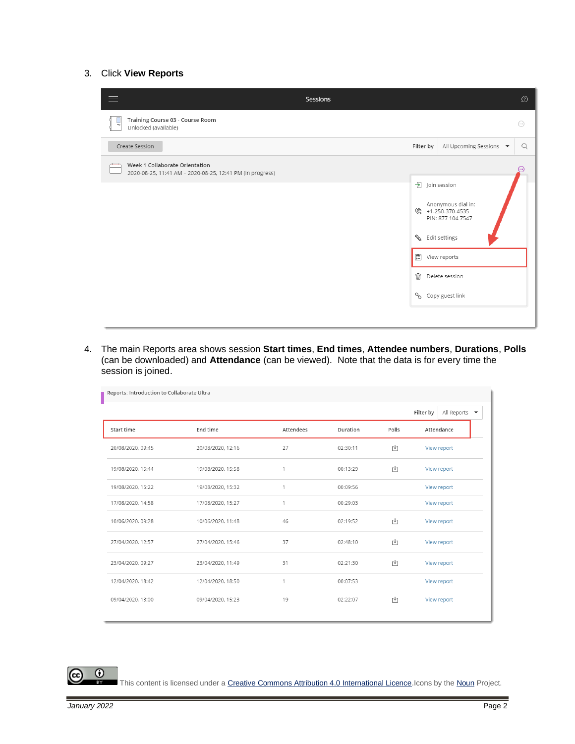3. Click **View Reports**

4. The main Reports area shows session **Start times**, **End times**, **Attendee numbers**, **Durations**, **Polls** (can be downloaded) and **Attendance** (can be viewed). Note that the data is for every time the session is joined.

This content is licensed under a [Creative Commons Attribution 4.0 International Licence](). Icons by the [Noun]() Project.

*January 2022*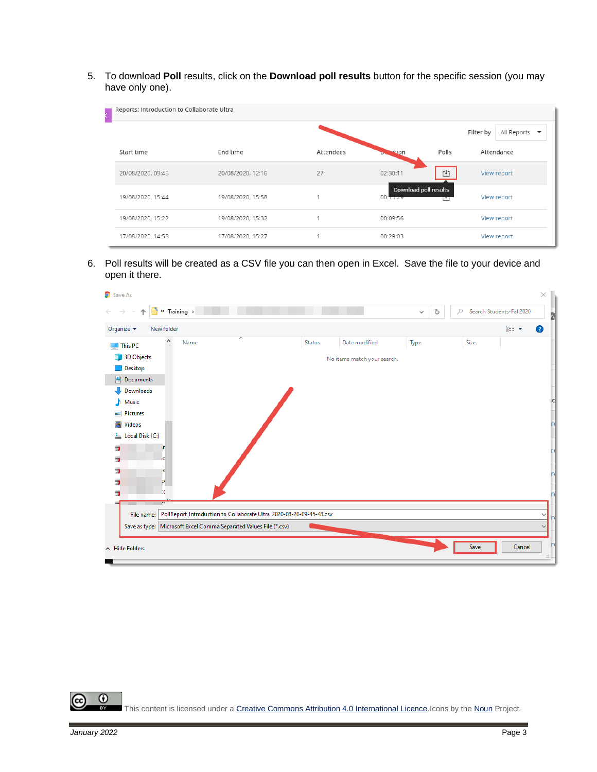5. To download **Poll** results, click on the **Download poll results** button for the specific session (you may have only one).

6. Poll results will be created as a CSV file you can then open in Excel.  Save the file to your device and open it there.

This content is licensed under a Creative Commons Attribution 4.0 International Licence. Icons by the Noun Project.

*January 2022*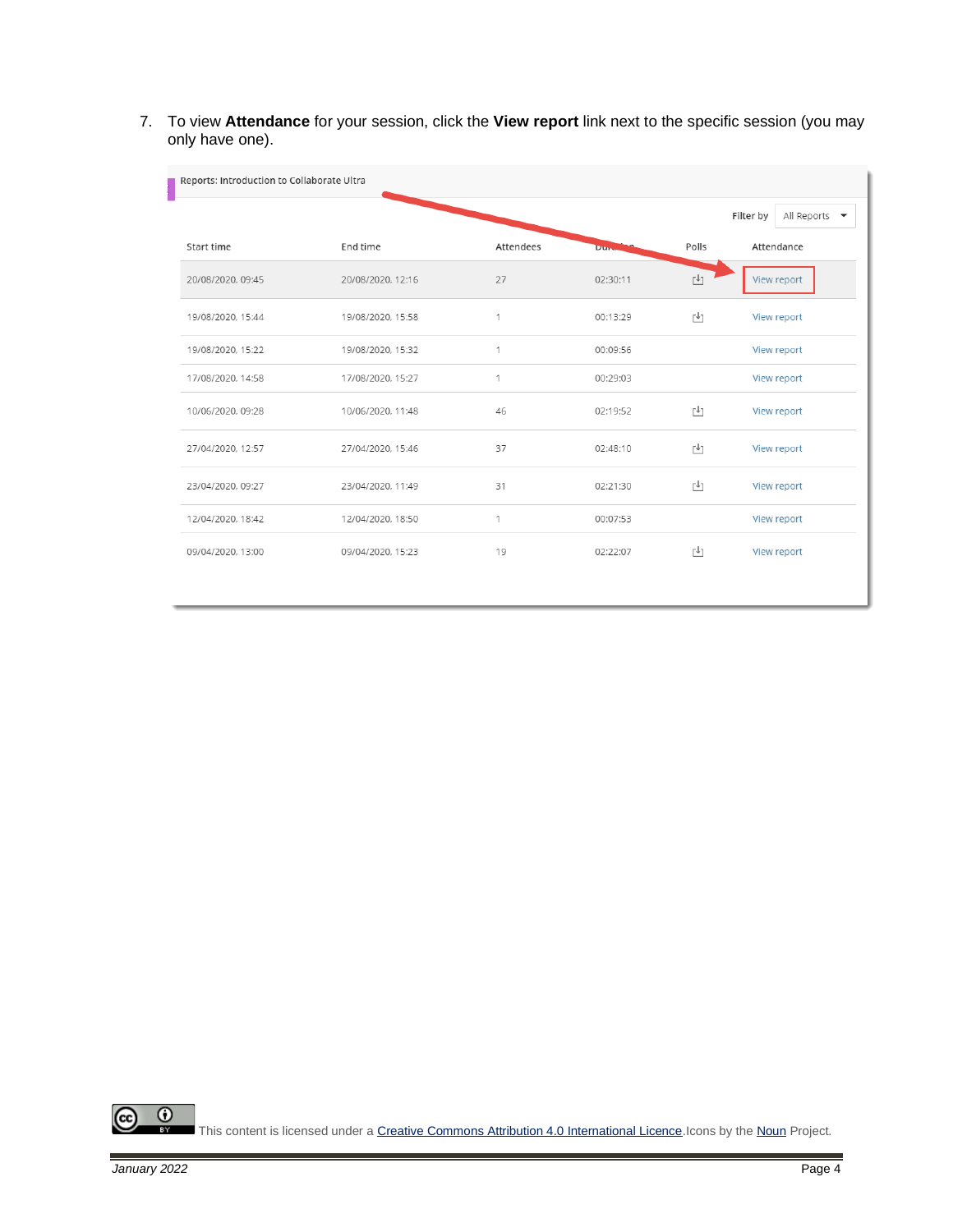7. To view **Attendance** for your session, click the **View report** link next to the specific session (you may only have one).

Reports: Introduction to Collaborate Ultra

Filter by: All Reports

| Start time | End time | Attendees | Duration | Polls | Attendance |
|---|---|---|---|---|---|
| 20/08/2020, 09:45 | 20/08/2020, 12:16 | 27 | 02:30:11 | ⤓ | View report |
| 19/08/2020, 15:44 | 19/08/2020, 15:58 | 1 | 00:13:29 | ⤓ | View report |
| 19/08/2020, 15:22 | 19/08/2020, 15:32 | 1 | 00:09:56 | | View report |
| 17/08/2020, 14:58 | 17/08/2020, 15:27 | 1 | 00:29:03 | | View report |
| 10/06/2020, 09:28 | 10/06/2020, 11:48 | 46 | 02:19:52 | ⤓ | View report |
| 27/04/2020, 12:57 | 27/04/2020, 15:46 | 37 | 02:48:10 | ⤓ | View report |
| 23/04/2020, 09:27 | 23/04/2020, 11:49 | 31 | 02:21:30 | ⤓ | View report |
| 12/04/2020, 18:42 | 12/04/2020, 18:50 | 1 | 00:07:53 | | View report |
| 09/04/2020, 13:00 | 09/04/2020, 15:23 | 19 | 02:22:07 | ⤓ | View report |

This content is licensed under a [Creative Commons Attribution 4.0 International Licence](). Icons by the [Noun]() Project.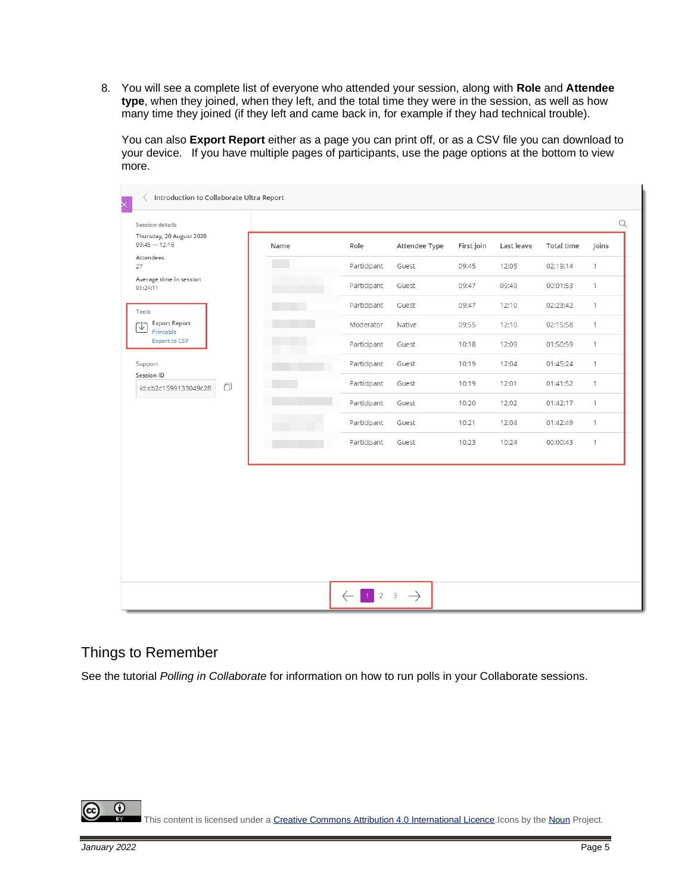8. You will see a complete list of everyone who attended your session, along with **Role** and **Attendee type**, when they joined, when they left, and the total time they were in the session, as well as how many time they joined (if they left and came back in, for example if they had technical trouble).

   You can also **Export Report** either as a page you can print off, or as a CSV file you can download to your device. If you have multiple pages of participants, use the page options at the bottom to view more.

Introduction to Collaborate Ultra Report

Session details
Thursday, 20 August 2020
09:45 — 12:16
Attendees
27
Average time in session
01:24:11

Tools
Export Report
Printable
Export to CSV

Support
Session ID
id:cb2c1599133049c28

| Name | Role | Attendee Type | First join | Last leave | Total time | Joins |
|---|---|---|---|---|---|---|
| | Participant | Guest | 09:45 | 12:05 | 02:19:14 | 1 |
| | Participant | Guest | 09:47 | 09:49 | 00:01:53 | 1 |
| | Participant | Guest | 09:47 | 12:10 | 02:23:42 | 1 |
| | Moderator | Native | 09:55 | 12:10 | 02:15:58 | 1 |
| | Participant | Guest | 10:18 | 12:09 | 01:50:59 | 1 |
| | Participant | Guest | 10:19 | 12:04 | 01:45:24 | 1 |
| | Participant | Guest | 10:19 | 12:01 | 01:41:52 | 1 |
| | Participant | Guest | 10:20 | 12:02 | 01:42:17 | 1 |
| | Participant | Guest | 10:21 | 12:04 | 01:42:49 | 1 |
| | Participant | Guest | 10:23 | 10:24 | 00:00:43 | 1 |

← 1 2 3 →

## Things to Remember

See the tutorial *Polling in Collaborate* for information on how to run polls in your Collaborate sessions.